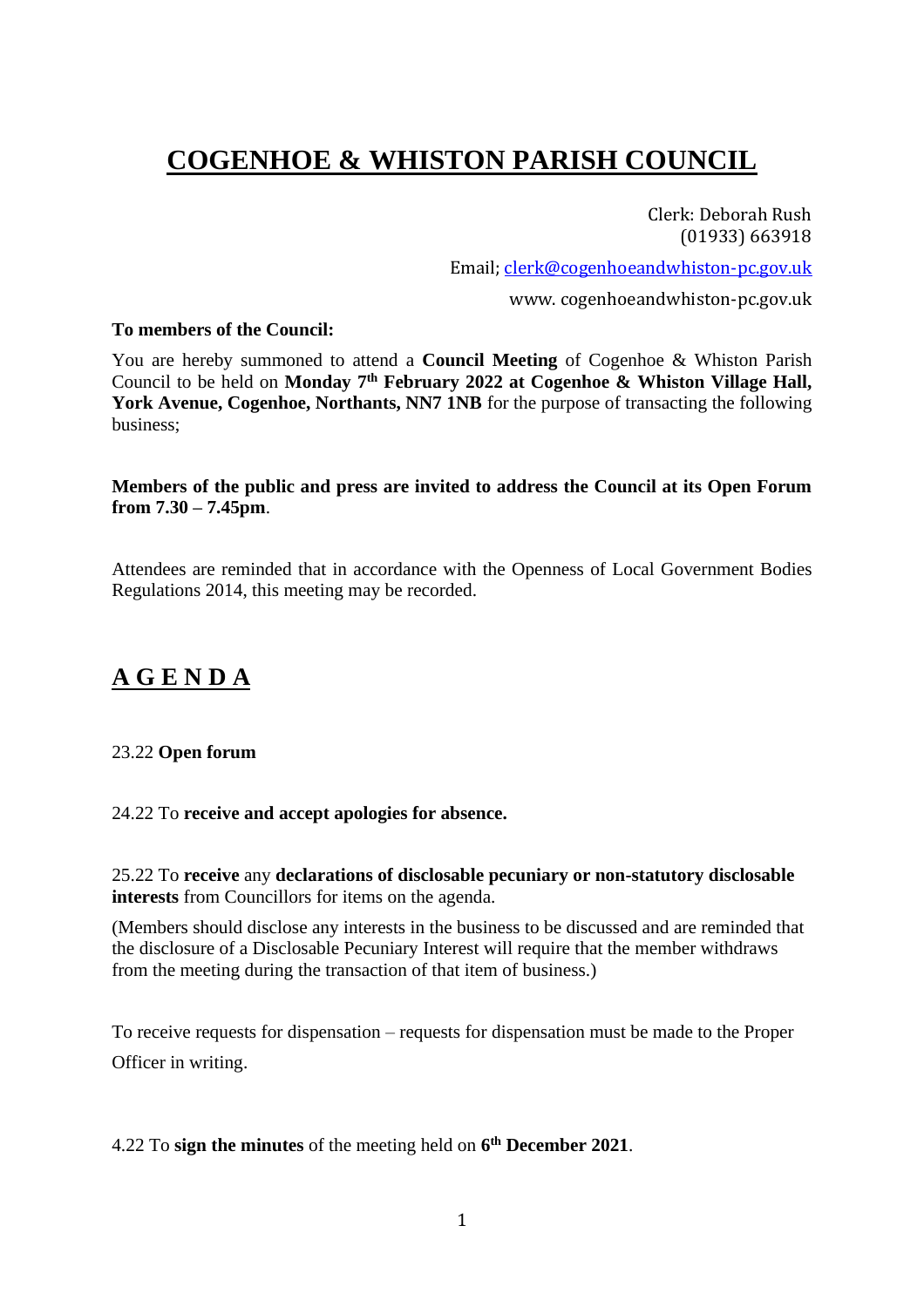# COGENHOE & WHISTON PARISH COUNCIL

Clerk: Deborah Rush
(01933) 663918

Email; clerk@cogenhoeandwhiston-pc.gov.uk

www. cogenhoeandwhiston-pc.gov.uk

**To members of the Council:**

You are hereby summoned to attend a **Council Meeting** of Cogenhoe & Whiston Parish Council to be held on **Monday 7th February 2022 at Cogenhoe & Whiston Village Hall, York Avenue, Cogenhoe, Northants, NN7 1NB** for the purpose of transacting the following business;

**Members of the public and press are invited to address the Council at its Open Forum from 7.30 – 7.45pm**.

Attendees are reminded that in accordance with the Openness of Local Government Bodies Regulations 2014, this meeting may be recorded.

## A G E N D A

23.22 **Open forum**

24.22 To **receive and accept apologies for absence.**

25.22 To **receive** any **declarations of disclosable pecuniary or non-statutory disclosable interests** from Councillors for items on the agenda.

(Members should disclose any interests in the business to be discussed and are reminded that the disclosure of a Disclosable Pecuniary Interest will require that the member withdraws from the meeting during the transaction of that item of business.)

To receive requests for dispensation – requests for dispensation must be made to the Proper Officer in writing.

4.22 To **sign the minutes** of the meeting held on **6th December 2021**.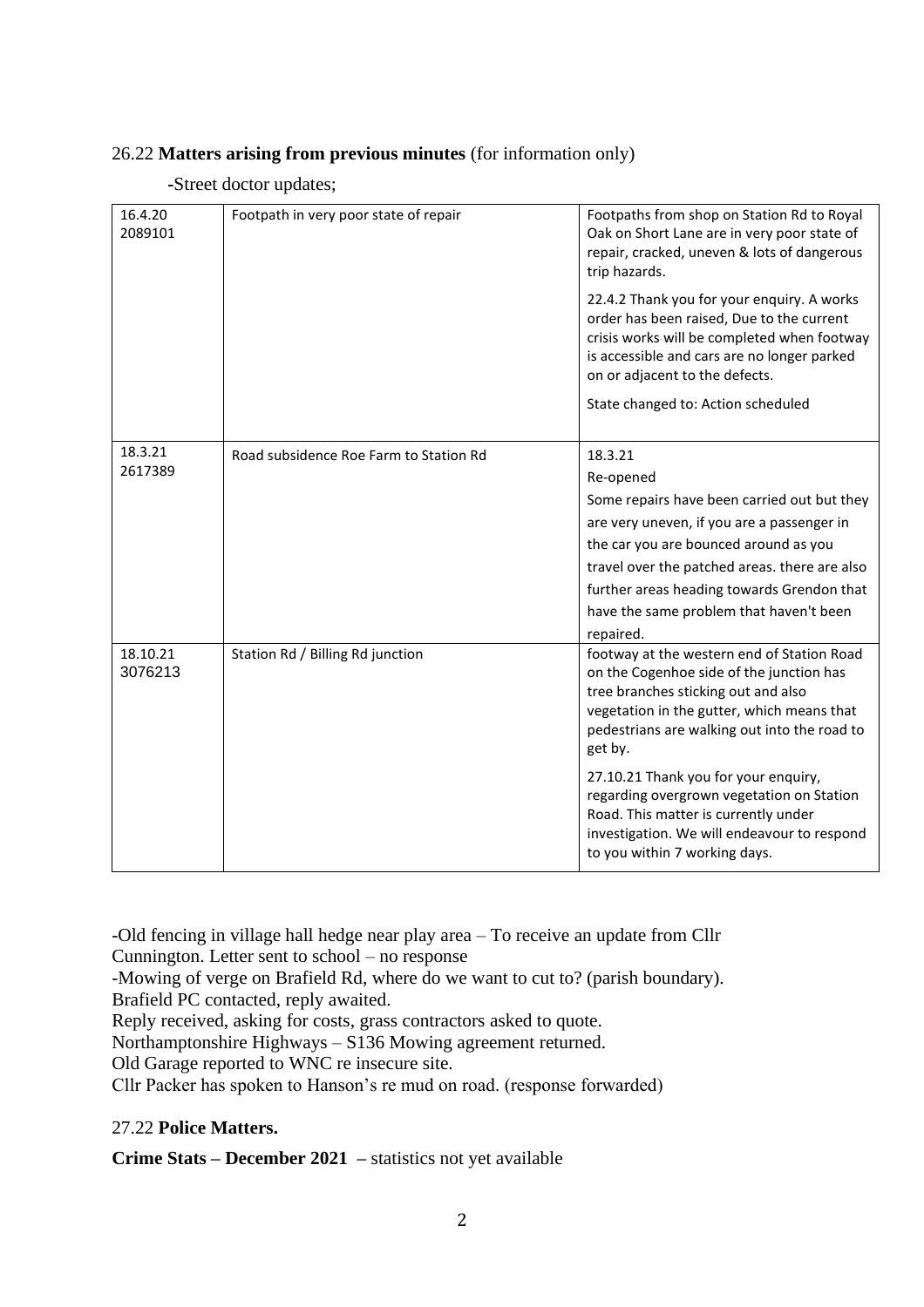26.22 **Matters arising from previous minutes** (for information only)

-Street doctor updates;

| | | |
|---|---|---|
| 16.4.20 2089101 | Footpath in very poor state of repair | Footpaths from shop on Station Rd to Royal Oak on Short Lane are in very poor state of repair, cracked, uneven & lots of dangerous trip hazards.<br><br>22.4.2 Thank you for your enquiry. A works order has been raised, Due to the current crisis works will be completed when footway is accessible and cars are no longer parked on or adjacent to the defects.<br><br>State changed to: Action scheduled |
| 18.3.21 2617389 | Road subsidence Roe Farm to Station Rd | 18.3.21<br>Re-opened<br>Some repairs have been carried out but they are very uneven, if you are a passenger in the car you are bounced around as you travel over the patched areas. there are also further areas heading towards Grendon that have the same problem that haven't been repaired. |
| 18.10.21 3076213 | Station Rd / Billing Rd junction | footway at the western end of Station Road on the Cogenhoe side of the junction has tree branches sticking out and also vegetation in the gutter, which means that pedestrians are walking out into the road to get by.<br><br>27.10.21 Thank you for your enquiry, regarding overgrown vegetation on Station Road. This matter is currently under investigation. We will endeavour to respond to you within 7 working days. |

-Old fencing in village hall hedge near play area – To receive an update from Cllr Cunnington. Letter sent to school – no response

-Mowing of verge on Brafield Rd, where do we want to cut to? (parish boundary). Brafield PC contacted, reply awaited.

Reply received, asking for costs, grass contractors asked to quote.

Northamptonshire Highways – S136 Mowing agreement returned.

Old Garage reported to WNC re insecure site.

Cllr Packer has spoken to Hanson's re mud on road. (response forwarded)

27.22 **Police Matters.**

**Crime Stats – December 2021 –** statistics not yet available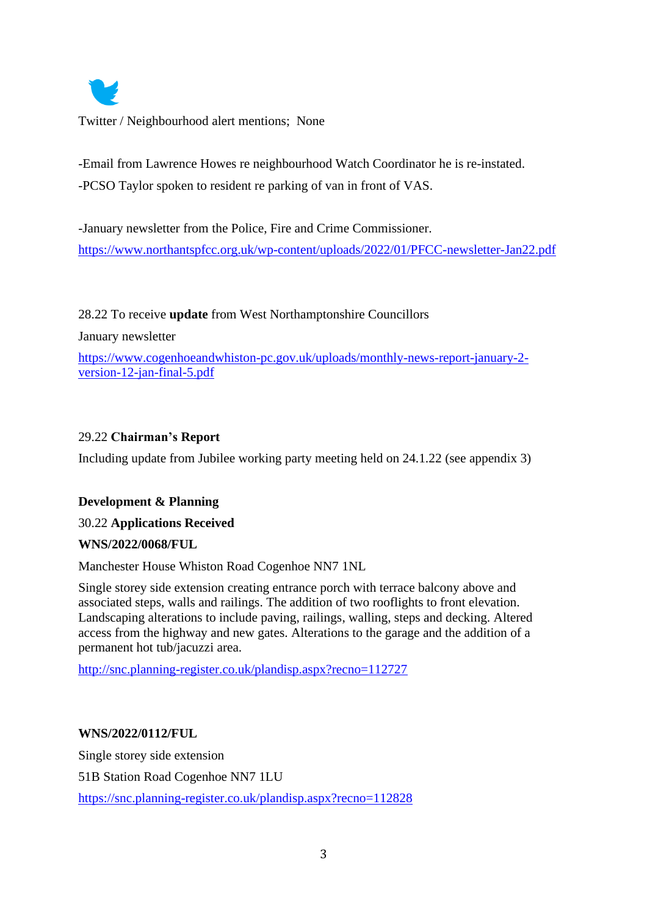Twitter / Neighbourhood alert mentions;  None

-Email from Lawrence Howes re neighbourhood Watch Coordinator he is re-instated.

-PCSO Taylor spoken to resident re parking of van in front of VAS.

-January newsletter from the Police, Fire and Crime Commissioner.

https://www.northantspfcc.org.uk/wp-content/uploads/2022/01/PFCC-newsletter-Jan22.pdf

28.22 To receive **update** from West Northamptonshire Councillors

January newsletter

https://www.cogenhoeandwhiston-pc.gov.uk/uploads/monthly-news-report-january-2-version-12-jan-final-5.pdf

29.22 **Chairman's Report**

Including update from Jubilee working party meeting held on 24.1.22 (see appendix 3)

**Development & Planning**

30.22 **Applications Received**

**WNS/2022/0068/FUL**

Manchester House Whiston Road Cogenhoe NN7 1NL

Single storey side extension creating entrance porch with terrace balcony above and associated steps, walls and railings. The addition of two rooflights to front elevation. Landscaping alterations to include paving, railings, walling, steps and decking. Altered access from the highway and new gates. Alterations to the garage and the addition of a permanent hot tub/jacuzzi area.

http://snc.planning-register.co.uk/plandisp.aspx?recno=112727

**WNS/2022/0112/FUL**

Single storey side extension

51B Station Road Cogenhoe NN7 1LU

https://snc.planning-register.co.uk/plandisp.aspx?recno=112828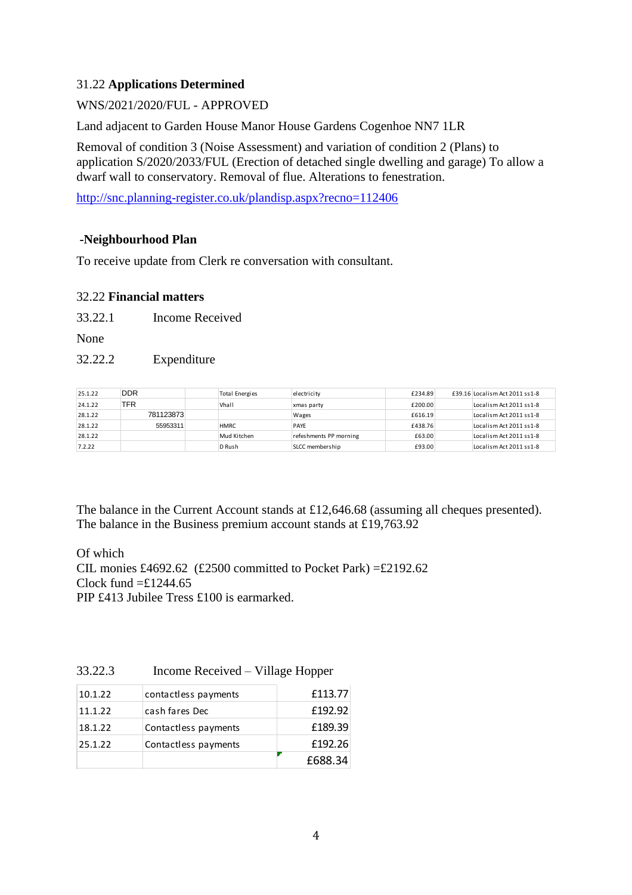31.22 **Applications Determined**

WNS/2021/2020/FUL - APPROVED

Land adjacent to Garden House Manor House Gardens Cogenhoe NN7 1LR

Removal of condition 3 (Noise Assessment) and variation of condition 2 (Plans) to application S/2020/2033/FUL (Erection of detached single dwelling and garage) To allow a dwarf wall to conservatory. Removal of flue. Alterations to fenestration.

http://snc.planning-register.co.uk/plandisp.aspx?recno=112406

**-Neighbourhood Plan**

To receive update from Clerk re conversation with consultant.

32.22 **Financial matters**

33.22.1 Income Received

None

32.22.2 Expenditure

| | | | | | | | |
|---|---|---|---|---|---|---|---|
| 25.1.22 | DDR | | Total Energies | electricity | £234.89 | £39.16 | Localism Act 2011 ss1-8 |
| 24.1.22 | TFR | | Vhall | xmas party | £200.00 | | Localism Act 2011 ss1-8 |
| 28.1.22 | 781123873 | | | Wages | £616.19 | | Localism Act 2011 ss1-8 |
| 28.1.22 | 55953311 | | HMRC | PAYE | £438.76 | | Localism Act 2011 ss1-8 |
| 28.1.22 | | | Mud Kitchen | refeshments PP morning | £63.00 | | Localism Act 2011 ss1-8 |
| 7.2.22 | | | D Rush | SLCC membership | £93.00 | | Localism Act 2011 ss1-8 |

The balance in the Current Account stands at £12,646.68 (assuming all cheques presented).
The balance in the Business premium account stands at £19,763.92

Of which
CIL monies £4692.62 (£2500 committed to Pocket Park) =£2192.62
Clock fund =£1244.65
PIP £413 Jubilee Tress £100 is earmarked.

33.22.3 Income Received – Village Hopper

| | | |
|---|---|---|
| 10.1.22 | contactless payments | £113.77 |
| 11.1.22 | cash fares Dec | £192.92 |
| 18.1.22 | Contactless payments | £189.39 |
| 25.1.22 | Contactless payments | £192.26 |
| | | £688.34 |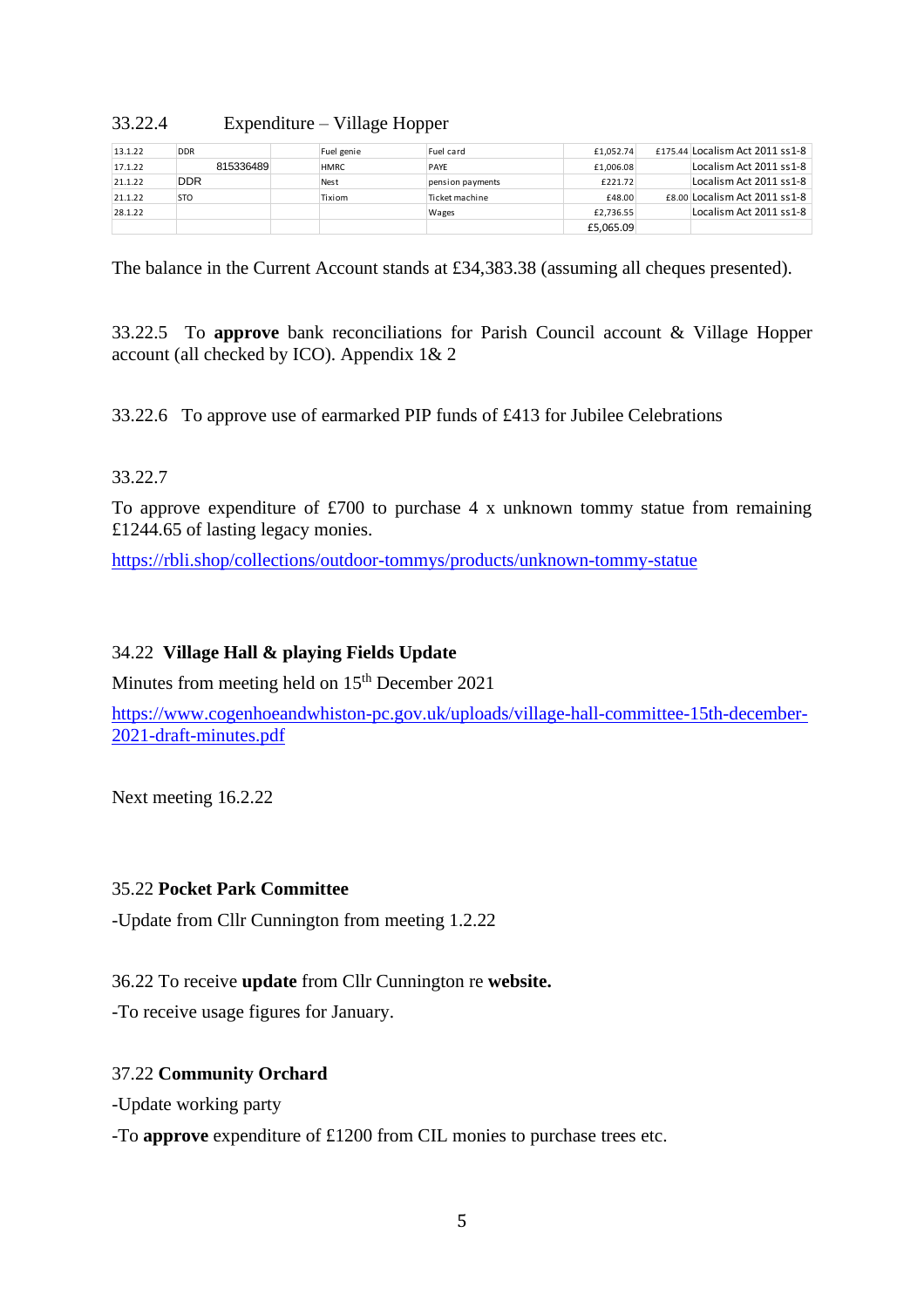33.22.4 Expenditure – Village Hopper

| | | | | | | | |
|---|---|---|---|---|---|---|---|
| 13.1.22 | DDR | | Fuel genie | Fuel card | £1,052.74 | £175.44 | Localism Act 2011 ss1-8 |
| 17.1.22 | 815336489 | | HMRC | PAYE | £1,006.08 | | Localism Act 2011 ss1-8 |
| 21.1.22 | DDR | | Nest | pension payments | £221.72 | | Localism Act 2011 ss1-8 |
| 21.1.22 | STO | | Tixiom | Ticket machine | £48.00 | £8.00 | Localism Act 2011 ss1-8 |
| 28.1.22 | | | | Wages | £2,736.55 | | Localism Act 2011 ss1-8 |
| | | | | | £5,065.09 | | |

The balance in the Current Account stands at £34,383.38 (assuming all cheques presented).

33.22.5 To **approve** bank reconciliations for Parish Council account & Village Hopper account (all checked by ICO). Appendix 1& 2

33.22.6 To approve use of earmarked PIP funds of £413 for Jubilee Celebrations

33.22.7

To approve expenditure of £700 to purchase 4 x unknown tommy statue from remaining £1244.65 of lasting legacy monies.

https://rbli.shop/collections/outdoor-tommys/products/unknown-tommy-statue

34.22 **Village Hall & playing Fields Update**

Minutes from meeting held on 15th December 2021

https://www.cogenhoeandwhiston-pc.gov.uk/uploads/village-hall-committee-15th-december-2021-draft-minutes.pdf

Next meeting 16.2.22

35.22 **Pocket Park Committee**

-Update from Cllr Cunnington from meeting 1.2.22

36.22 To receive **update** from Cllr Cunnington re **website.**

-To receive usage figures for January.

37.22 **Community Orchard**

-Update working party

-To **approve** expenditure of £1200 from CIL monies to purchase trees etc.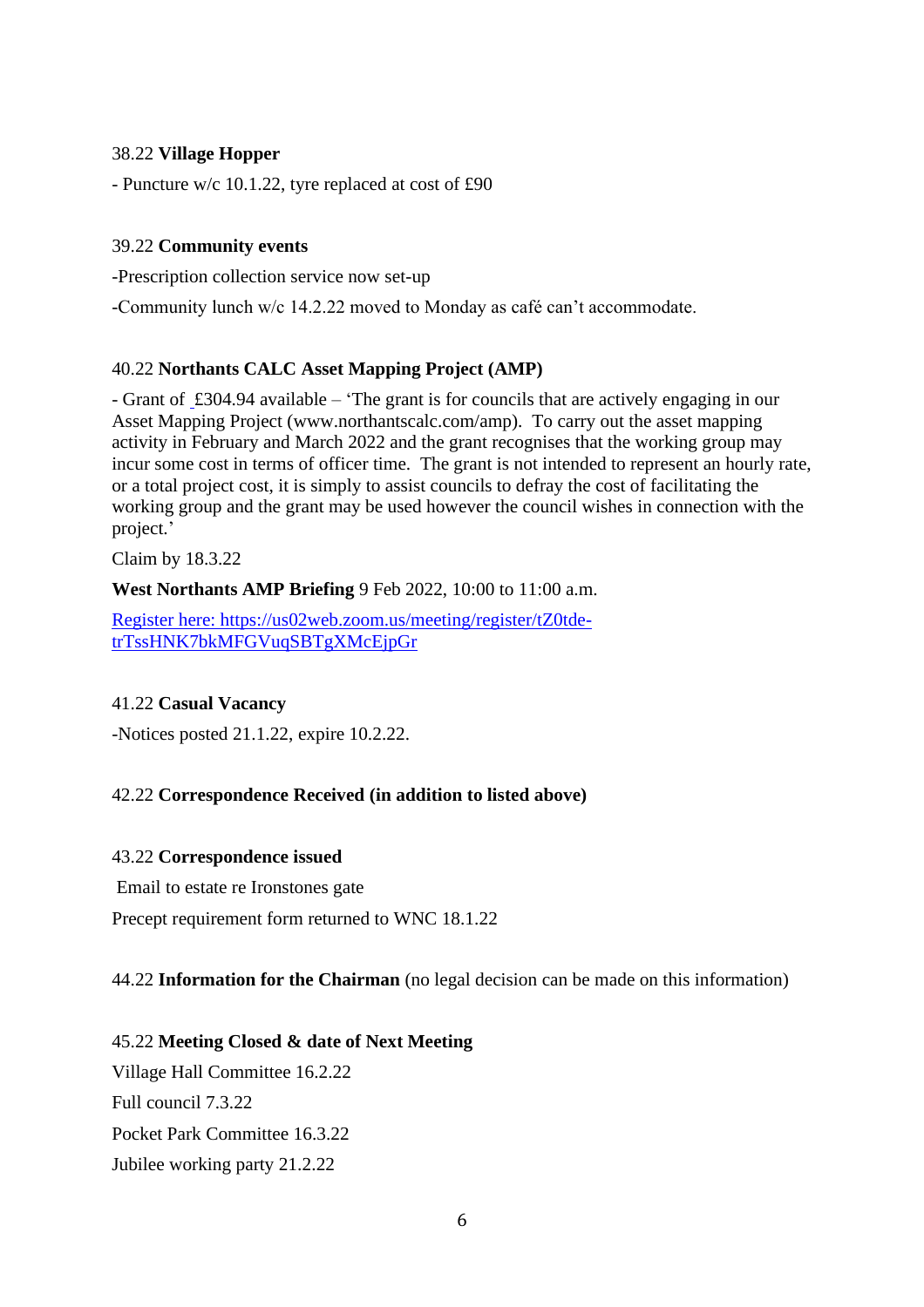38.22 **Village Hopper**

- Puncture w/c 10.1.22, tyre replaced at cost of £90

39.22 **Community events**

-Prescription collection service now set-up

-Community lunch w/c 14.2.22 moved to Monday as café can't accommodate.

40.22 **Northants CALC Asset Mapping Project (AMP)**

- Grant of £304.94 available – 'The grant is for councils that are actively engaging in our Asset Mapping Project (www.northantscalc.com/amp). To carry out the asset mapping activity in February and March 2022 and the grant recognises that the working group may incur some cost in terms of officer time. The grant is not intended to represent an hourly rate, or a total project cost, it is simply to assist councils to defray the cost of facilitating the working group and the grant may be used however the council wishes in connection with the project.'

Claim by 18.3.22

**West Northants AMP Briefing** 9 Feb 2022, 10:00 to 11:00 a.m.

[Register here: https://us02web.zoom.us/meeting/register/tZ0tde-trTssHNK7bkMFGVuqSBTgXMcEjpGr](https://us02web.zoom.us/meeting/register/tZ0tde-trTssHNK7bkMFGVuqSBTgXMcEjpGr)

41.22 **Casual Vacancy**

-Notices posted 21.1.22, expire 10.2.22.

42.22 **Correspondence Received (in addition to listed above)**

43.22 **Correspondence issued**

Email to estate re Ironstones gate

Precept requirement form returned to WNC 18.1.22

44.22 **Information for the Chairman** (no legal decision can be made on this information)

45.22 **Meeting Closed & date of Next Meeting**

Village Hall Committee 16.2.22

Full council 7.3.22

Pocket Park Committee 16.3.22

Jubilee working party 21.2.22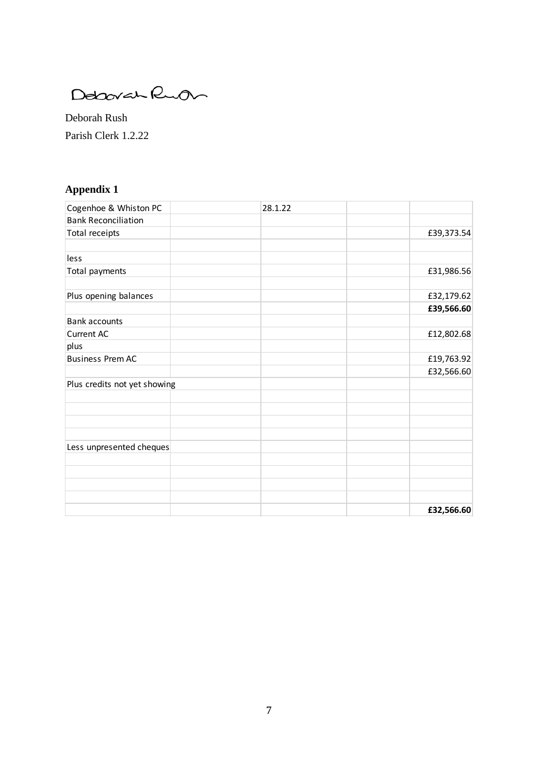Deborah Rush

Deborah Rush
Parish Clerk 1.2.22

## Appendix 1

| Cogenhoe & Whiston PC | | 28.1.22 | | |
|---|---|---|---|---|
| Bank Reconciliation | | | | |
| Total receipts | | | | £39,373.54 |
| | | | | |
| less | | | | |
| Total payments | | | | £31,986.56 |
| | | | | |
| Plus opening balances | | | | £32,179.62 |
| | | | | **£39,566.60** |
| Bank accounts | | | | |
| Current AC | | | | £12,802.68 |
| plus | | | | |
| Business Prem AC | | | | £19,763.92 |
| | | | | £32,566.60 |
| Plus credits not yet showing | | | | |
| | | | | |
| | | | | |
| | | | | |
| | | | | |
| Less unpresented cheques | | | | |
| | | | | |
| | | | | |
| | | | | |
| | | | | |
| | | | | **£32,566.60** |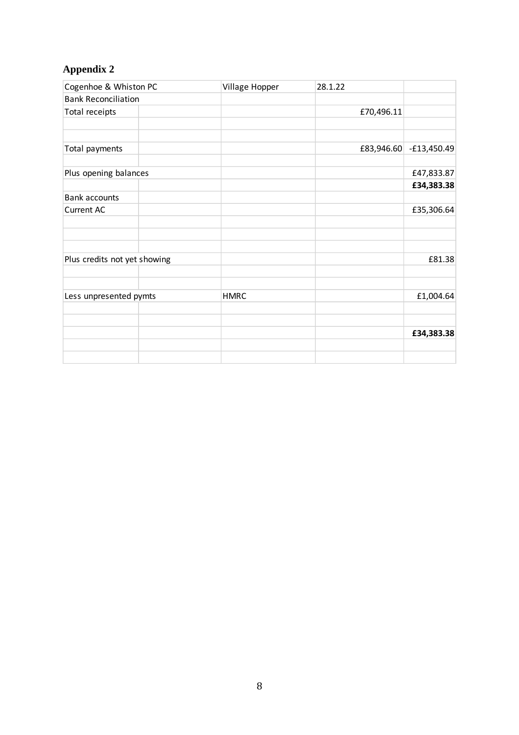## Appendix 2

| Cogenhoe & Whiston PC | | Village Hopper | 28.1.22 | |
|---|---|---|---|---|
| Bank Reconciliation | | | | |
| Total receipts | | | £70,496.11 | |
| | | | | |
| | | | | |
| Total payments | | | £83,946.60 | -£13,450.49 |
| | | | | |
| Plus opening balances | | | | £47,833.87 |
| | | | | **£34,383.38** |
| Bank accounts | | | | |
| Current AC | | | | £35,306.64 |
| | | | | |
| | | | | |
| | | | | |
| Plus credits not yet showing | | | | £81.38 |
| | | | | |
| | | | | |
| Less unpresented pymts | | HMRC | | £1,004.64 |
| | | | | |
| | | | | |
| | | | | **£34,383.38** |
| | | | | |
| | | | | |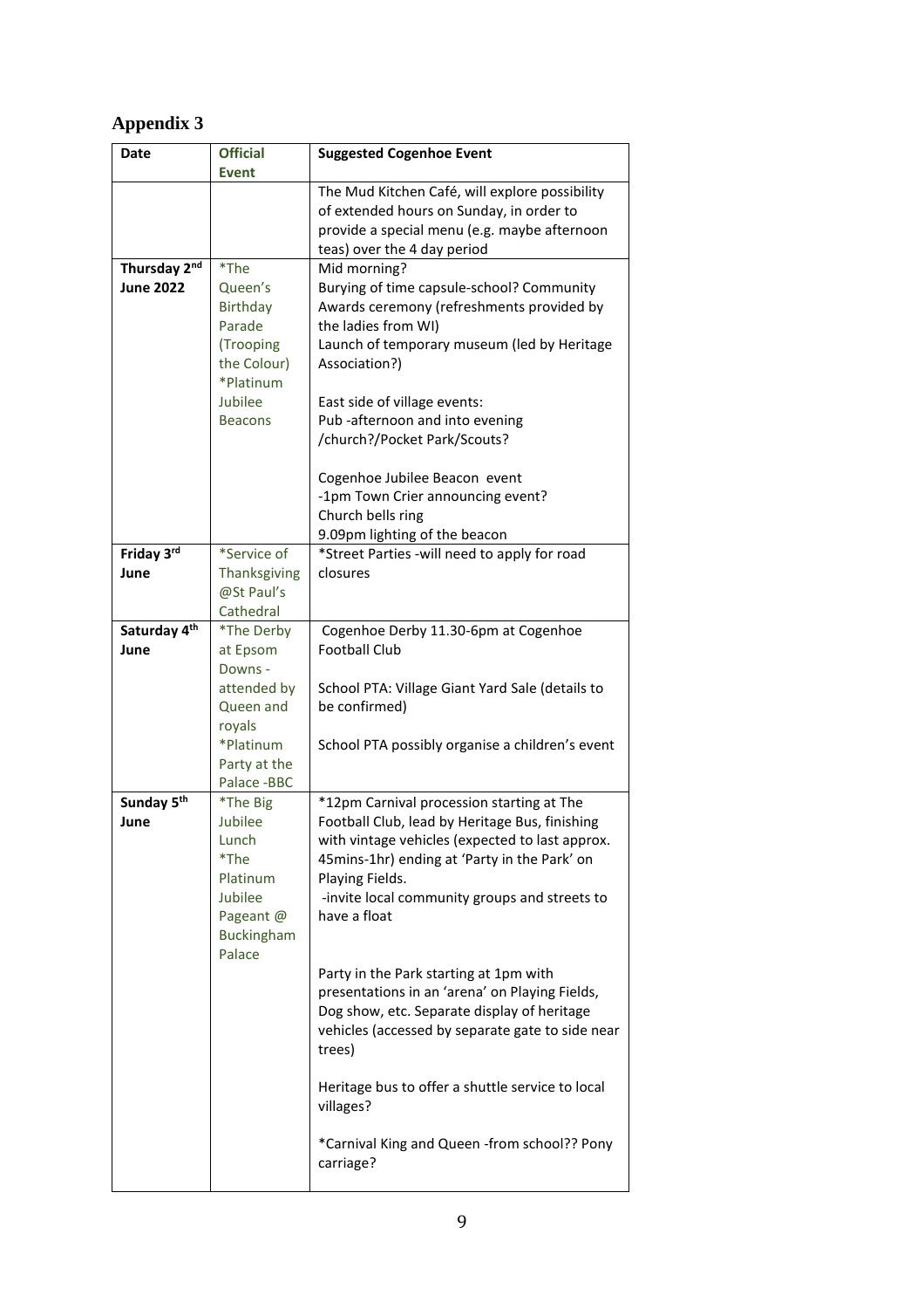## Appendix 3

| Date | Official Event | Suggested Cogenhoe Event |
|---|---|---|
| | | The Mud Kitchen Café, will explore possibility of extended hours on Sunday, in order to provide a special menu (e.g. maybe afternoon teas) over the 4 day period |
| **Thursday 2nd June 2022** | *The Queen's Birthday Parade (Trooping the Colour)<br>*Platinum Jubilee Beacons | Mid morning?<br>Burying of time capsule-school? Community Awards ceremony (refreshments provided by the ladies from WI)<br>Launch of temporary museum (led by Heritage Association?)<br><br>East side of village events:<br>Pub -afternoon and into evening /church?/Pocket Park/Scouts?<br><br>Cogenhoe Jubilee Beacon event<br>-1pm Town Crier announcing event?<br>Church bells ring<br>9.09pm lighting of the beacon |
| **Friday 3rd June** | *Service of Thanksgiving @St Paul's Cathedral | *Street Parties -will need to apply for road closures |
| **Saturday 4th June** | *The Derby at Epsom Downs - attended by Queen and royals<br>*Platinum Party at the Palace -BBC | Cogenhoe Derby 11.30-6pm at Cogenhoe Football Club<br><br>School PTA: Village Giant Yard Sale (details to be confirmed)<br><br>School PTA possibly organise a children's event |
| **Sunday 5th June** | *The Big Jubilee Lunch<br>*The Platinum Jubilee Pageant @ Buckingham Palace | *12pm Carnival procession starting at The Football Club, lead by Heritage Bus, finishing with vintage vehicles (expected to last approx. 45mins-1hr) ending at 'Party in the Park' on Playing Fields.<br>-invite local community groups and streets to have a float<br><br>Party in the Park starting at 1pm with presentations in an 'arena' on Playing Fields, Dog show, etc. Separate display of heritage vehicles (accessed by separate gate to side near trees)<br><br>Heritage bus to offer a shuttle service to local villages?<br><br>*Carnival King and Queen -from school?? Pony carriage? |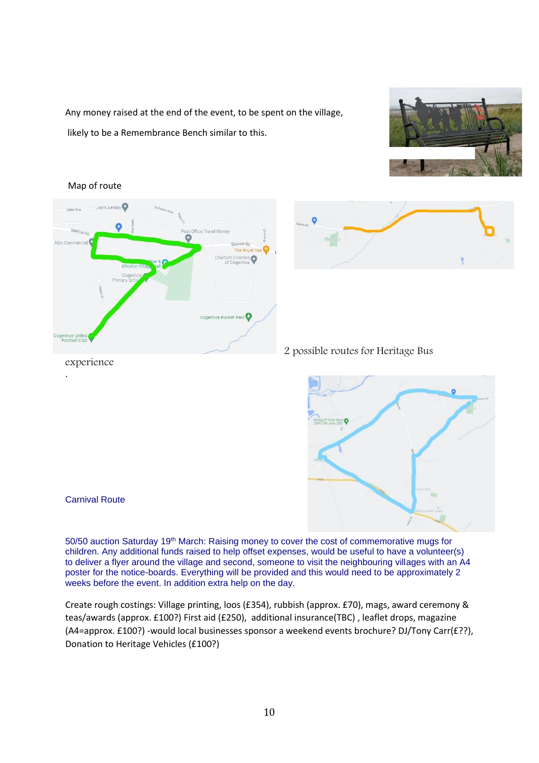Any money raised at the end of the event, to be spent on the village,

likely to be a Remembrance Bench similar to this.

Map of route

experience

.

2 possible routes for Heritage Bus

Carnival Route

50/50 auction Saturday 19th March: Raising money to cover the cost of commemorative mugs for children. Any additional funds raised to help offset expenses, would be useful to have a volunteer(s) to deliver a flyer around the village and second, someone to visit the neighbouring villages with an A4 poster for the notice-boards. Everything will be provided and this would need to be approximately 2 weeks before the event. In addition extra help on the day.

Create rough costings: Village printing, loos (£354), rubbish (approx. £70), mags, award ceremony & teas/awards (approx. £100?) First aid (£250), additional insurance(TBC) , leaflet drops, magazine (A4=approx. £100?) -would local businesses sponsor a weekend events brochure? DJ/Tony Carr(£??), Donation to Heritage Vehicles (£100?)